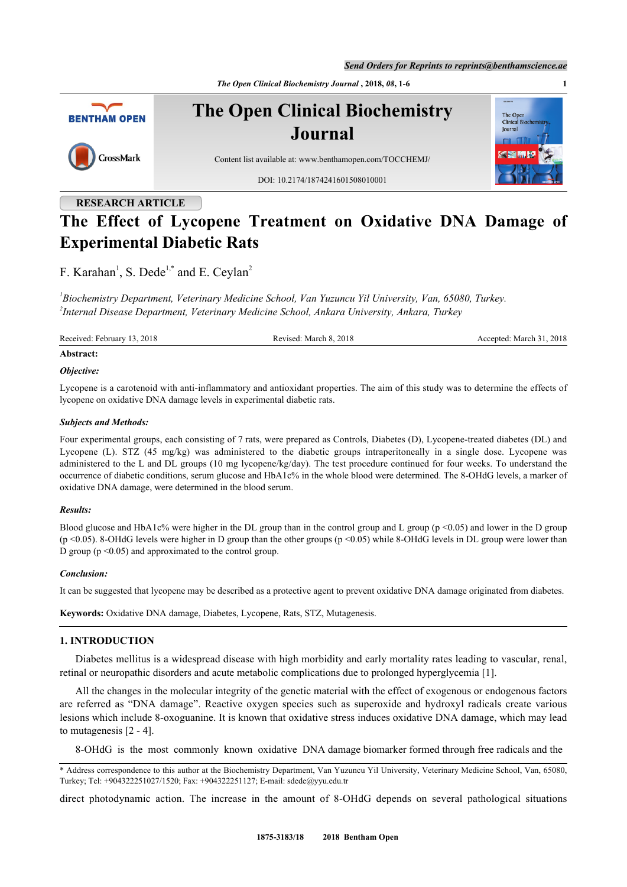RESEARCH ARTICLE

# The Effect of Lycopene Treatment on Oxidative DNA Damage of Experimental Diabetic Rats

F. Karahan[1], S. Dede[1,*] and E. Ceylan[2]

[1]*Biochemistry Department, Veterinary Medicine School, Van Yuzuncu Yil University, Van, 65080, Turkey.*
[2]*Internal Disease Department, Veterinary Medicine School, Ankara University, Ankara, Turkey*

Received: February 13, 2018 Revised: March 8, 2018 Accepted: March 31, 2018

**Abstract:**

***Objective:***

Lycopene is a carotenoid with anti-inflammatory and antioxidant properties. The aim of this study was to determine the effects of lycopene on oxidative DNA damage levels in experimental diabetic rats.

***Subjects and Methods:***

Four experimental groups, each consisting of 7 rats, were prepared as Controls, Diabetes (D), Lycopene-treated diabetes (DL) and Lycopene (L). STZ (45 mg/kg) was administered to the diabetic groups intraperitoneally in a single dose. Lycopene was administered to the L and DL groups (10 mg lycopene/kg/day). The test procedure continued for four weeks. To understand the occurrence of diabetic conditions, serum glucose and HbA1c% in the whole blood were determined. The 8-OHdG levels, a marker of oxidative DNA damage, were determined in the blood serum.

***Results:***

Blood glucose and HbA1c% were higher in the DL group than in the control group and L group ($p < 0.05$) and lower in the D group ($p < 0.05$). 8-OHdG levels were higher in D group than the other groups ($p < 0.05$) while 8-OHdG levels in DL group were lower than D group ($p < 0.05$) and approximated to the control group.

***Conclusion:***

It can be suggested that lycopene may be described as a protective agent to prevent oxidative DNA damage originated from diabetes.

**Keywords:** Oxidative DNA damage, Diabetes, Lycopene, Rats, STZ, Mutagenesis.

## 1. INTRODUCTION

Diabetes mellitus is a widespread disease with high morbidity and early mortality rates leading to vascular, renal, retinal or neuropathic disorders and acute metabolic complications due to prolonged hyperglycemia [1].

All the changes in the molecular integrity of the genetic material with the effect of exogenous or endogenous factors are referred as "DNA damage". Reactive oxygen species such as superoxide and hydroxyl radicals create various lesions which include 8-oxoguanine. It is known that oxidative stress induces oxidative DNA damage, which may lead to mutagenesis [2 - 4].

8-OHdG is the most commonly known oxidative DNA damage biomarker formed through free radicals and the direct photodynamic action. The increase in the amount of 8-OHdG depends on several pathological situations

\* Address correspondence to this author at the Biochemistry Department, Van Yuzuncu Yil University, Veterinary Medicine School, Van, 65080, Turkey; Tel: +904322251027/1520; Fax: +904322251127; E-mail: sdede@yyu.edu.tr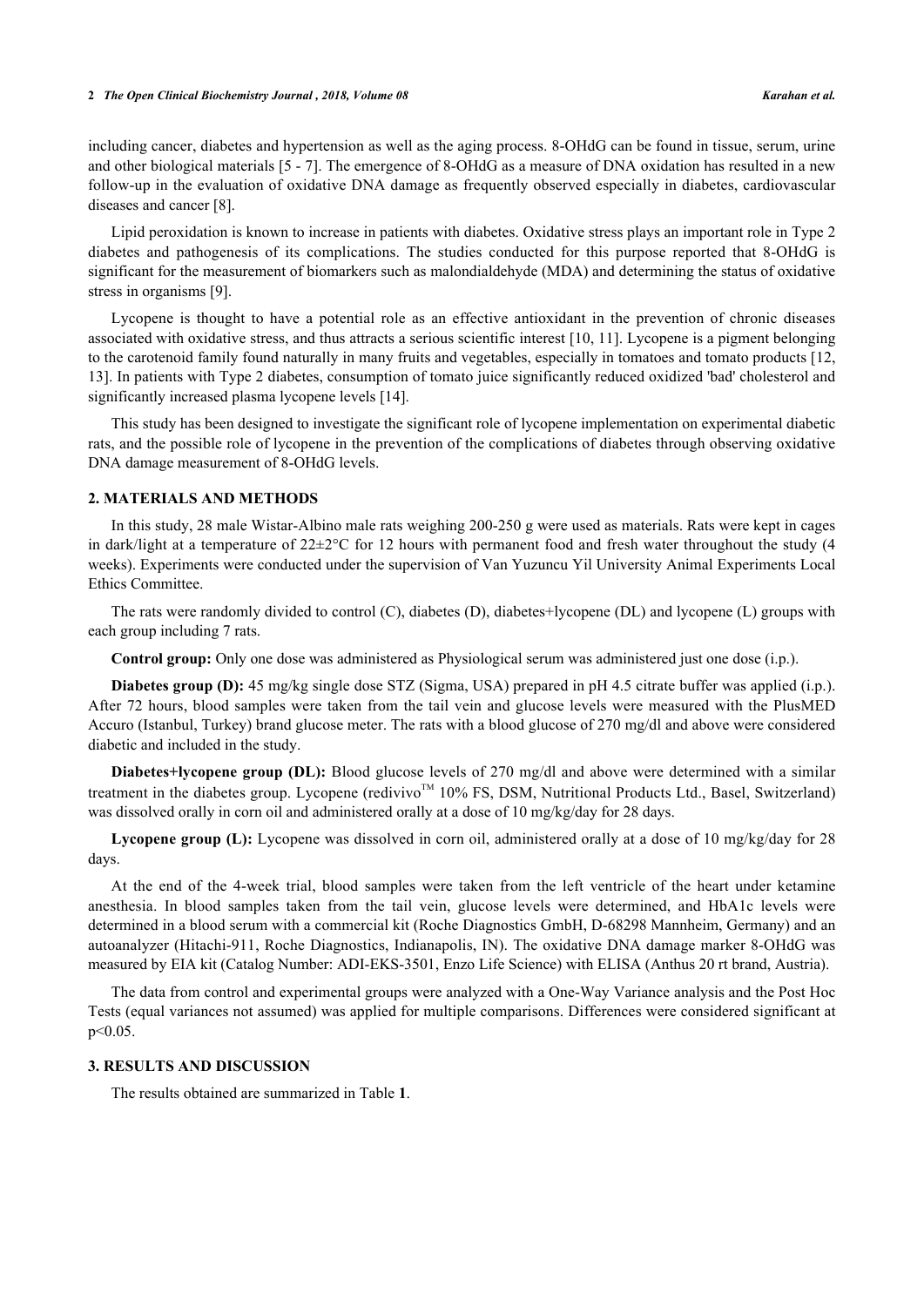including cancer, diabetes and hypertension as well as the aging process. 8-OHdG can be found in tissue, serum, urine and other biological materials [5 - 7]. The emergence of 8-OHdG as a measure of DNA oxidation has resulted in a new follow-up in the evaluation of oxidative DNA damage as frequently observed especially in diabetes, cardiovascular diseases and cancer [8].

Lipid peroxidation is known to increase in patients with diabetes. Oxidative stress plays an important role in Type 2 diabetes and pathogenesis of its complications. The studies conducted for this purpose reported that 8-OHdG is significant for the measurement of biomarkers such as malondialdehyde (MDA) and determining the status of oxidative stress in organisms [9].

Lycopene is thought to have a potential role as an effective antioxidant in the prevention of chronic diseases associated with oxidative stress, and thus attracts a serious scientific interest [10, 11]. Lycopene is a pigment belonging to the carotenoid family found naturally in many fruits and vegetables, especially in tomatoes and tomato products [12, 13]. In patients with Type 2 diabetes, consumption of tomato juice significantly reduced oxidized 'bad' cholesterol and significantly increased plasma lycopene levels [14].

This study has been designed to investigate the significant role of lycopene implementation on experimental diabetic rats, and the possible role of lycopene in the prevention of the complications of diabetes through observing oxidative DNA damage measurement of 8-OHdG levels.

## 2. MATERIALS AND METHODS

In this study, 28 male Wistar-Albino male rats weighing 200-250 g were used as materials. Rats were kept in cages in dark/light at a temperature of 22±2°C for 12 hours with permanent food and fresh water throughout the study (4 weeks). Experiments were conducted under the supervision of Van Yuzuncu Yil University Animal Experiments Local Ethics Committee.

The rats were randomly divided to control (C), diabetes (D), diabetes+lycopene (DL) and lycopene (L) groups with each group including 7 rats.

**Control group:** Only one dose was administered as Physiological serum was administered just one dose (i.p.).

**Diabetes group (D):** 45 mg/kg single dose STZ (Sigma, USA) prepared in pH 4.5 citrate buffer was applied (i.p.). After 72 hours, blood samples were taken from the tail vein and glucose levels were measured with the PlusMED Accuro (Istanbul, Turkey) brand glucose meter. The rats with a blood glucose of 270 mg/dl and above were considered diabetic and included in the study.

**Diabetes+lycopene group (DL):** Blood glucose levels of 270 mg/dl and above were determined with a similar treatment in the diabetes group. Lycopene (redivivo™ 10% FS, DSM, Nutritional Products Ltd., Basel, Switzerland) was dissolved orally in corn oil and administered orally at a dose of 10 mg/kg/day for 28 days.

**Lycopene group (L):** Lycopene was dissolved in corn oil, administered orally at a dose of 10 mg/kg/day for 28 days.

At the end of the 4-week trial, blood samples were taken from the left ventricle of the heart under ketamine anesthesia. In blood samples taken from the tail vein, glucose levels were determined, and HbA1c levels were determined in a blood serum with a commercial kit (Roche Diagnostics GmbH, D-68298 Mannheim, Germany) and an autoanalyzer (Hitachi-911, Roche Diagnostics, Indianapolis, IN). The oxidative DNA damage marker 8-OHdG was measured by EIA kit (Catalog Number: ADI-EKS-3501, Enzo Life Science) with ELISA (Anthus 20 rt brand, Austria).

The data from control and experimental groups were analyzed with a One-Way Variance analysis and the Post Hoc Tests (equal variances not assumed) was applied for multiple comparisons. Differences were considered significant at $p<0.05$.

## 3. RESULTS AND DISCUSSION

The results obtained are summarized in Table **1**.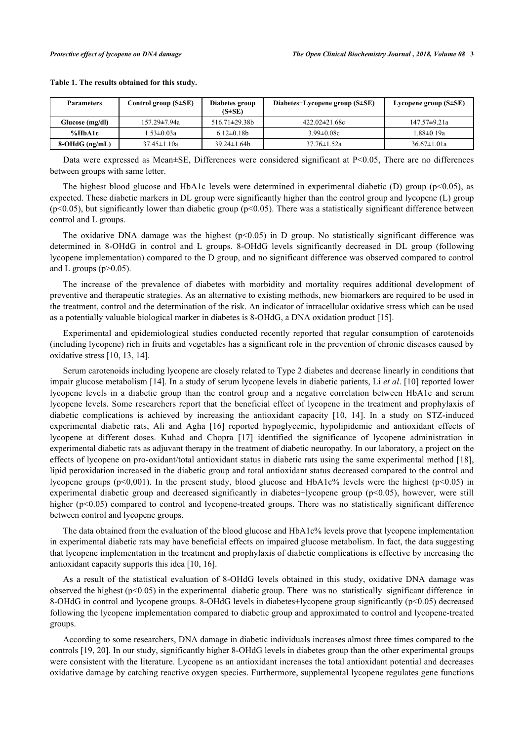**Table 1. The results obtained for this study.**

| Parameters | Control group (S±SE) | Diabetes group (S±SE) | Diabetes+Lycopene group (S±SE) | Lycopene group (S±SE) |
|---|---|---|---|---|
| Glucose (mg/dl) | 157.29±7.94a | 516.71±29.38b | 422.02±21.68c | 147.57±9.21a |
| %HbA1c | 1.53±0.03a | 6.12±0.18b | 3.99±0.08c | 1.88±0.19a |
| 8-OHdG (ng/mL) | 37.45±1.10a | 39.24±1.64b | 37.76±1.52a | 36.67±1.01a |

Data were expressed as Mean±SE, Differences were considered significant at $P<0.05$, There are no differences between groups with same letter.

The highest blood glucose and HbA1c levels were determined in experimental diabetic (D) group ($p<0.05$), as expected. These diabetic markers in DL group were significantly higher than the control group and lycopene (L) group ($p<0.05$), but significantly lower than diabetic group ($p<0.05$). There was a statistically significant difference between control and L groups.

The oxidative DNA damage was the highest ($p<0.05$) in D group. No statistically significant difference was determined in 8-OHdG in control and L groups. 8-OHdG levels significantly decreased in DL group (following lycopene implementation) compared to the D group, and no significant difference was observed compared to control and L groups ($p>0.05$).

The increase of the prevalence of diabetes with morbidity and mortality requires additional development of preventive and therapeutic strategies. As an alternative to existing methods, new biomarkers are required to be used in the treatment, control and the determination of the risk. An indicator of intracellular oxidative stress which can be used as a potentially valuable biological marker in diabetes is 8-OHdG, a DNA oxidation product [15].

Experimental and epidemiological studies conducted recently reported that regular consumption of carotenoids (including lycopene) rich in fruits and vegetables has a significant role in the prevention of chronic diseases caused by oxidative stress [10, 13, 14].

Serum carotenoids including lycopene are closely related to Type 2 diabetes and decrease linearly in conditions that impair glucose metabolism [14]. In a study of serum lycopene levels in diabetic patients, Li *et al*. [10] reported lower lycopene levels in a diabetic group than the control group and a negative correlation between HbA1c and serum lycopene levels. Some researchers report that the beneficial effect of lycopene in the treatment and prophylaxis of diabetic complications is achieved by increasing the antioxidant capacity [10, 14]. In a study on STZ-induced experimental diabetic rats, Ali and Agha [16] reported hypoglycemic, hypolipidemic and antioxidant effects of lycopene at different doses. Kuhad and Chopra [17] identified the significance of lycopene administration in experimental diabetic rats as adjuvant therapy in the treatment of diabetic neuropathy. In our laboratory, a project on the effects of lycopene on pro-oxidant/total antioxidant status in diabetic rats using the same experimental method [18], lipid peroxidation increased in the diabetic group and total antioxidant status decreased compared to the control and lycopene groups ($p<0,001$). In the present study, blood glucose and HbA1c% levels were the highest ($p<0.05$) in experimental diabetic group and decreased significantly in diabetes+lycopene group ($p<0.05$), however, were still higher ($p<0.05$) compared to control and lycopene-treated groups. There was no statistically significant difference between control and lycopene groups.

The data obtained from the evaluation of the blood glucose and HbA1c% levels prove that lycopene implementation in experimental diabetic rats may have beneficial effects on impaired glucose metabolism. In fact, the data suggesting that lycopene implementation in the treatment and prophylaxis of diabetic complications is effective by increasing the antioxidant capacity supports this idea [10, 16].

As a result of the statistical evaluation of 8-OHdG levels obtained in this study, oxidative DNA damage was observed the highest ($p<0.05$) in the experimental diabetic group. There was no statistically significant difference in 8-OHdG in control and lycopene groups. 8-OHdG levels in diabetes+lycopene group significantly ($p<0.05$) decreased following the lycopene implementation compared to diabetic group and approximated to control and lycopene-treated groups.

According to some researchers, DNA damage in diabetic individuals increases almost three times compared to the controls [19, 20]. In our study, significantly higher 8-OHdG levels in diabetes group than the other experimental groups were consistent with the literature. Lycopene as an antioxidant increases the total antioxidant potential and decreases oxidative damage by catching reactive oxygen species. Furthermore, supplemental lycopene regulates gene functions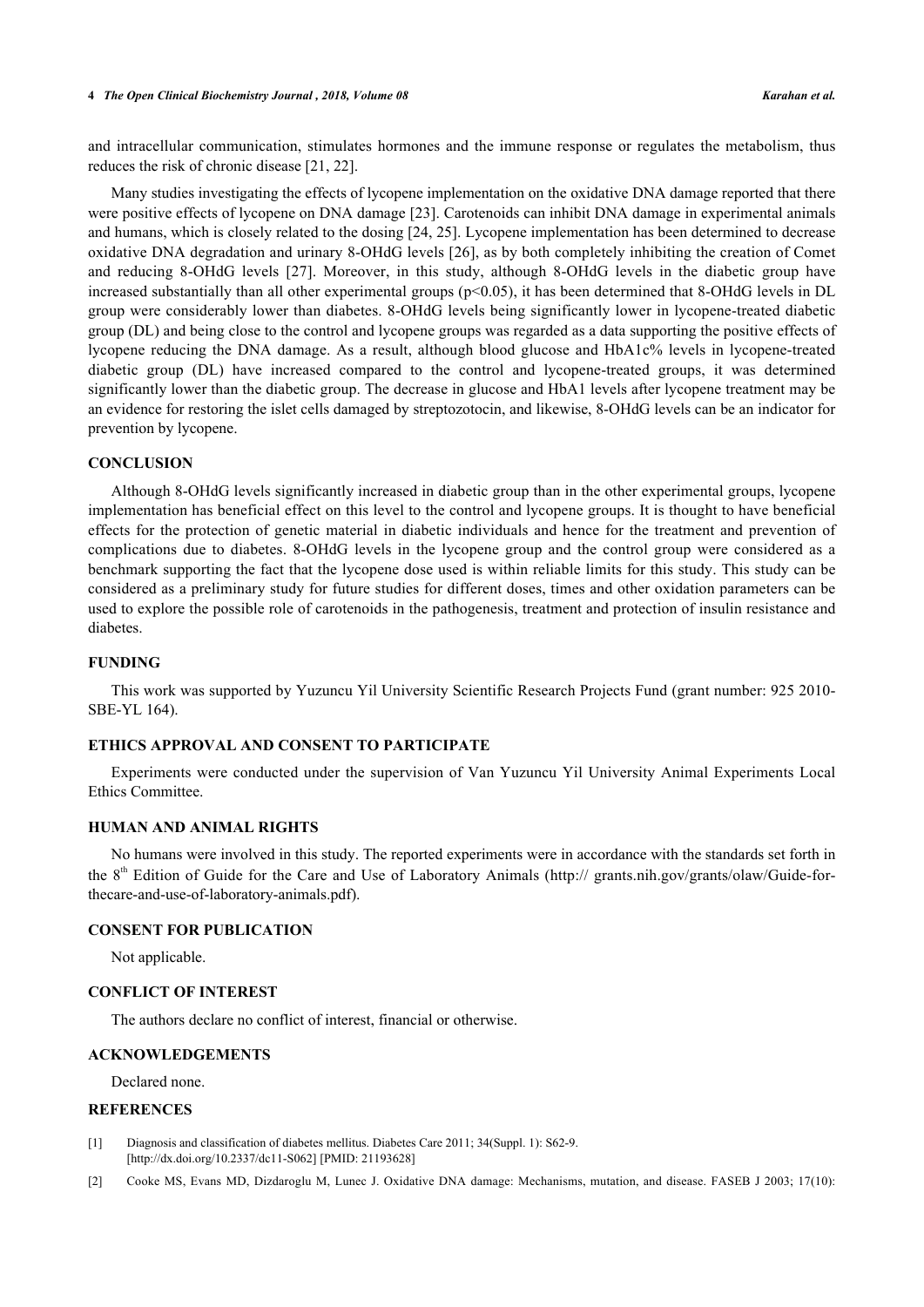and intracellular communication, stimulates hormones and the immune response or regulates the metabolism, thus reduces the risk of chronic disease [21, 22].

Many studies investigating the effects of lycopene implementation on the oxidative DNA damage reported that there were positive effects of lycopene on DNA damage [23]. Carotenoids can inhibit DNA damage in experimental animals and humans, which is closely related to the dosing [24, 25]. Lycopene implementation has been determined to decrease oxidative DNA degradation and urinary 8-OHdG levels [26], as by both completely inhibiting the creation of Comet and reducing 8-OHdG levels [27]. Moreover, in this study, although 8-OHdG levels in the diabetic group have increased substantially than all other experimental groups ($p<0.05$), it has been determined that 8-OHdG levels in DL group were considerably lower than diabetes. 8-OHdG levels being significantly lower in lycopene-treated diabetic group (DL) and being close to the control and lycopene groups was regarded as a data supporting the positive effects of lycopene reducing the DNA damage. As a result, although blood glucose and HbA1c% levels in lycopene-treated diabetic group (DL) have increased compared to the control and lycopene-treated groups, it was determined significantly lower than the diabetic group. The decrease in glucose and HbA1 levels after lycopene treatment may be an evidence for restoring the islet cells damaged by streptozotocin, and likewise, 8-OHdG levels can be an indicator for prevention by lycopene.

## CONCLUSION

Although 8-OHdG levels significantly increased in diabetic group than in the other experimental groups, lycopene implementation has beneficial effect on this level to the control and lycopene groups. It is thought to have beneficial effects for the protection of genetic material in diabetic individuals and hence for the treatment and prevention of complications due to diabetes. 8-OHdG levels in the lycopene group and the control group were considered as a benchmark supporting the fact that the lycopene dose used is within reliable limits for this study. This study can be considered as a preliminary study for future studies for different doses, times and other oxidation parameters can be used to explore the possible role of carotenoids in the pathogenesis, treatment and protection of insulin resistance and diabetes.

## FUNDING

This work was supported by Yuzuncu Yil University Scientific Research Projects Fund (grant number: 925 2010-SBE-YL 164).

## ETHICS APPROVAL AND CONSENT TO PARTICIPATE

Experiments were conducted under the supervision of Van Yuzuncu Yil University Animal Experiments Local Ethics Committee.

## HUMAN AND ANIMAL RIGHTS

No humans were involved in this study. The reported experiments were in accordance with the standards set forth in the 8th Edition of Guide for the Care and Use of Laboratory Animals (http:// grants.nih.gov/grants/olaw/Guide-for-thecare-and-use-of-laboratory-animals.pdf).

## CONSENT FOR PUBLICATION

Not applicable.

## CONFLICT OF INTEREST

The authors declare no conflict of interest, financial or otherwise.

## ACKNOWLEDGEMENTS

Declared none.

## REFERENCES

[1] Diagnosis and classification of diabetes mellitus. Diabetes Care 2011; 34(Suppl. 1): S62-9. [http://dx.doi.org/10.2337/dc11-S062] [PMID: 21193628]

[2] Cooke MS, Evans MD, Dizdaroglu M, Lunec J. Oxidative DNA damage: Mechanisms, mutation, and disease. FASEB J 2003; 17(10):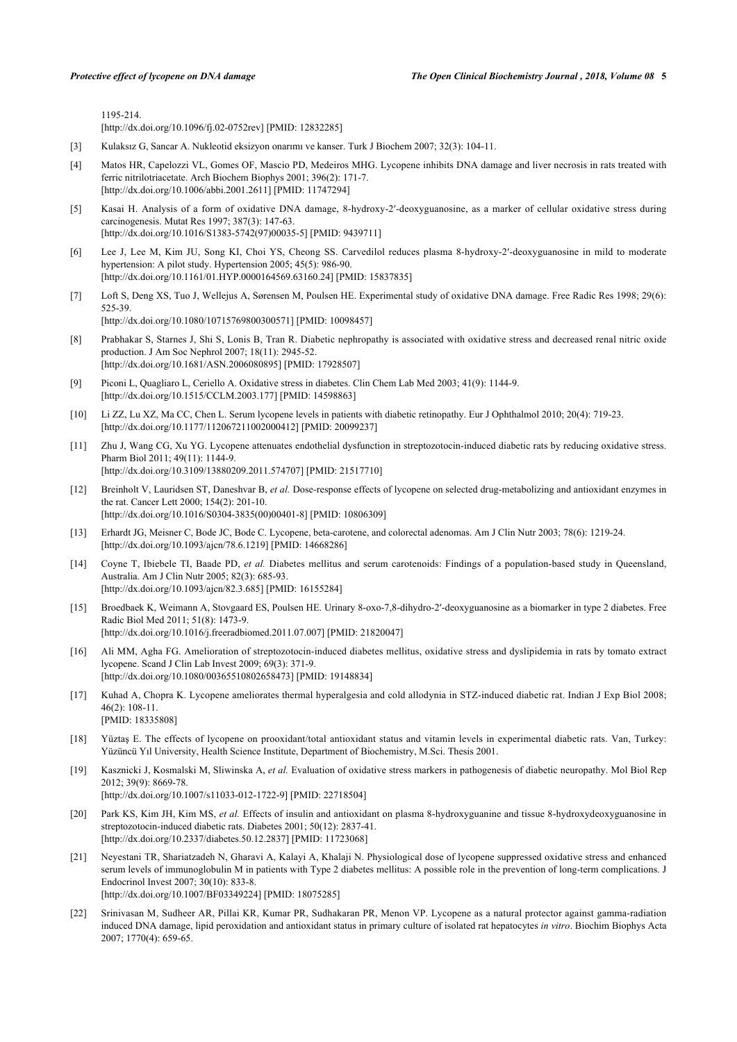1195-214.
[http://dx.doi.org/10.1096/fj.02-0752rev] [PMID: 12832285]

[3] Kulaksız G, Sancar A. Nukleotid eksizyon onarımı ve kanser. Turk J Biochem 2007; 32(3): 104-11.

[4] Matos HR, Capelozzi VL, Gomes OF, Mascio PD, Medeiros MHG. Lycopene inhibits DNA damage and liver necrosis in rats treated with ferric nitrilotriacetate. Arch Biochem Biophys 2001; 396(2): 171-7.
[http://dx.doi.org/10.1006/abbi.2001.2611] [PMID: 11747294]

[5] Kasai H. Analysis of a form of oxidative DNA damage, 8-hydroxy-2′-deoxyguanosine, as a marker of cellular oxidative stress during carcinogenesis. Mutat Res 1997; 387(3): 147-63.
[http://dx.doi.org/10.1016/S1383-5742(97)00035-5] [PMID: 9439711]

[6] Lee J, Lee M, Kim JU, Song KI, Choi YS, Cheong SS. Carvedilol reduces plasma 8-hydroxy-2′-deoxyguanosine in mild to moderate hypertension: A pilot study. Hypertension 2005; 45(5): 986-90.
[http://dx.doi.org/10.1161/01.HYP.0000164569.63160.24] [PMID: 15837835]

[7] Loft S, Deng XS, Tuo J, Wellejus A, Sørensen M, Poulsen HE. Experimental study of oxidative DNA damage. Free Radic Res 1998; 29(6): 525-39.
[http://dx.doi.org/10.1080/10715769800300571] [PMID: 10098457]

[8] Prabhakar S, Starnes J, Shi S, Lonis B, Tran R. Diabetic nephropathy is associated with oxidative stress and decreased renal nitric oxide production. J Am Soc Nephrol 2007; 18(11): 2945-52.
[http://dx.doi.org/10.1681/ASN.2006080895] [PMID: 17928507]

[9] Piconi L, Quagliaro L, Ceriello A. Oxidative stress in diabetes. Clin Chem Lab Med 2003; 41(9): 1144-9.
[http://dx.doi.org/10.1515/CCLM.2003.177] [PMID: 14598863]

[10] Li ZZ, Lu XZ, Ma CC, Chen L. Serum lycopene levels in patients with diabetic retinopathy. Eur J Ophthalmol 2010; 20(4): 719-23.
[http://dx.doi.org/10.1177/112067211002000412] [PMID: 20099237]

[11] Zhu J, Wang CG, Xu YG. Lycopene attenuates endothelial dysfunction in streptozotocin-induced diabetic rats by reducing oxidative stress. Pharm Biol 2011; 49(11): 1144-9.
[http://dx.doi.org/10.3109/13880209.2011.574707] [PMID: 21517710]

[12] Breinholt V, Lauridsen ST, Daneshvar B, *et al.* Dose-response effects of lycopene on selected drug-metabolizing and antioxidant enzymes in the rat. Cancer Lett 2000; 154(2): 201-10.
[http://dx.doi.org/10.1016/S0304-3835(00)00401-8] [PMID: 10806309]

[13] Erhardt JG, Meisner C, Bode JC, Bode C. Lycopene, beta-carotene, and colorectal adenomas. Am J Clin Nutr 2003; 78(6): 1219-24.
[http://dx.doi.org/10.1093/ajcn/78.6.1219] [PMID: 14668286]

[14] Coyne T, Ibiebele TI, Baade PD, *et al.* Diabetes mellitus and serum carotenoids: Findings of a population-based study in Queensland, Australia. Am J Clin Nutr 2005; 82(3): 685-93.
[http://dx.doi.org/10.1093/ajcn/82.3.685] [PMID: 16155284]

[15] Broedbaek K, Weimann A, Stovgaard ES, Poulsen HE. Urinary 8-oxo-7,8-dihydro-2′-deoxyguanosine as a biomarker in type 2 diabetes. Free Radic Biol Med 2011; 51(8): 1473-9.
[http://dx.doi.org/10.1016/j.freeradbiomed.2011.07.007] [PMID: 21820047]

[16] Ali MM, Agha FG. Amelioration of streptozotocin-induced diabetes mellitus, oxidative stress and dyslipidemia in rats by tomato extract lycopene. Scand J Clin Lab Invest 2009; 69(3): 371-9.
[http://dx.doi.org/10.1080/00365510802658473] [PMID: 19148834]

[17] Kuhad A, Chopra K. Lycopene ameliorates thermal hyperalgesia and cold allodynia in STZ-induced diabetic rat. Indian J Exp Biol 2008; 46(2): 108-11.
[PMID: 18335808]

[18] Yüztaş E. The effects of lycopene on prooxidant/total antioxidant status and vitamin levels in experimental diabetic rats. Van, Turkey: Yüzüncü Yıl University, Health Science Institute, Department of Biochemistry, M.Sci. Thesis 2001.

[19] Kasznicki J, Kosmalski M, Sliwinska A, *et al.* Evaluation of oxidative stress markers in pathogenesis of diabetic neuropathy. Mol Biol Rep 2012; 39(9): 8669-78.
[http://dx.doi.org/10.1007/s11033-012-1722-9] [PMID: 22718504]

[20] Park KS, Kim JH, Kim MS, *et al.* Effects of insulin and antioxidant on plasma 8-hydroxyguanine and tissue 8-hydroxydeoxyguanosine in streptozotocin-induced diabetic rats. Diabetes 2001; 50(12): 2837-41.
[http://dx.doi.org/10.2337/diabetes.50.12.2837] [PMID: 11723068]

[21] Neyestani TR, Shariatzadeh N, Gharavi A, Kalayi A, Khalaji N. Physiological dose of lycopene suppressed oxidative stress and enhanced serum levels of immunoglobulin M in patients with Type 2 diabetes mellitus: A possible role in the prevention of long-term complications. J Endocrinol Invest 2007; 30(10): 833-8.
[http://dx.doi.org/10.1007/BF03349224] [PMID: 18075285]

[22] Srinivasan M, Sudheer AR, Pillai KR, Kumar PR, Sudhakaran PR, Menon VP. Lycopene as a natural protector against gamma-radiation induced DNA damage, lipid peroxidation and antioxidant status in primary culture of isolated rat hepatocytes *in vitro*. Biochim Biophys Acta 2007; 1770(4): 659-65.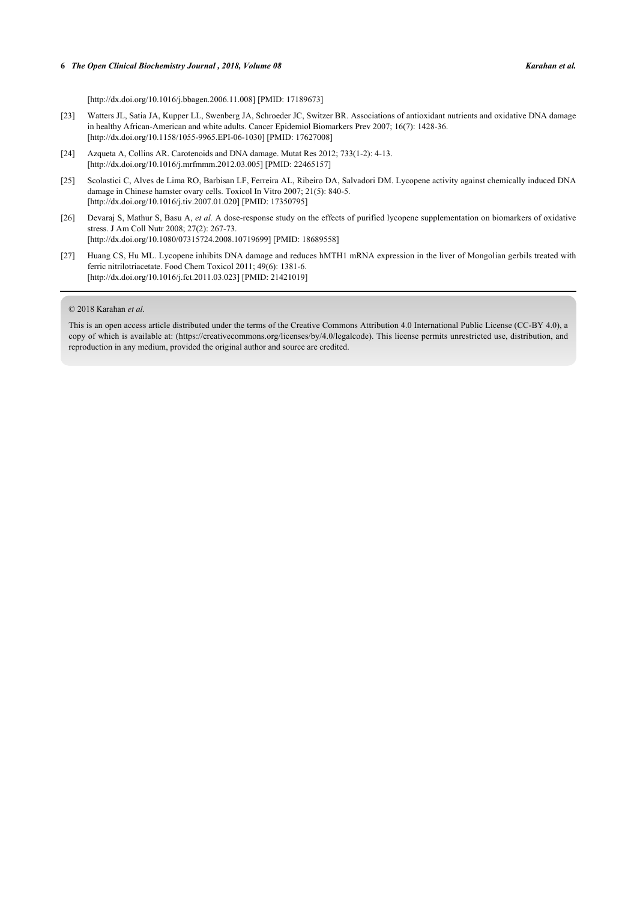[http://dx.doi.org/10.1016/j.bbagen.2006.11.008] [PMID: 17189673]

[23] Watters JL, Satia JA, Kupper LL, Swenberg JA, Schroeder JC, Switzer BR. Associations of antioxidant nutrients and oxidative DNA damage in healthy African-American and white adults. Cancer Epidemiol Biomarkers Prev 2007; 16(7): 1428-36. [http://dx.doi.org/10.1158/1055-9965.EPI-06-1030] [PMID: 17627008]

[24] Azqueta A, Collins AR. Carotenoids and DNA damage. Mutat Res 2012; 733(1-2): 4-13. [http://dx.doi.org/10.1016/j.mrfmmm.2012.03.005] [PMID: 22465157]

[25] Scolastici C, Alves de Lima RO, Barbisan LF, Ferreira AL, Ribeiro DA, Salvadori DM. Lycopene activity against chemically induced DNA damage in Chinese hamster ovary cells. Toxicol In Vitro 2007; 21(5): 840-5. [http://dx.doi.org/10.1016/j.tiv.2007.01.020] [PMID: 17350795]

[26] Devaraj S, Mathur S, Basu A, *et al.* A dose-response study on the effects of purified lycopene supplementation on biomarkers of oxidative stress. J Am Coll Nutr 2008; 27(2): 267-73. [http://dx.doi.org/10.1080/07315724.2008.10719699] [PMID: 18689558]

[27] Huang CS, Hu ML. Lycopene inhibits DNA damage and reduces hMTH1 mRNA expression in the liver of Mongolian gerbils treated with ferric nitrilotriacetate. Food Chem Toxicol 2011; 49(6): 1381-6. [http://dx.doi.org/10.1016/j.fct.2011.03.023] [PMID: 21421019]

---

© 2018 Karahan *et al*.

This is an open access article distributed under the terms of the Creative Commons Attribution 4.0 International Public License (CC-BY 4.0), a copy of which is available at: (https://creativecommons.org/licenses/by/4.0/legalcode). This license permits unrestricted use, distribution, and reproduction in any medium, provided the original author and source are credited.